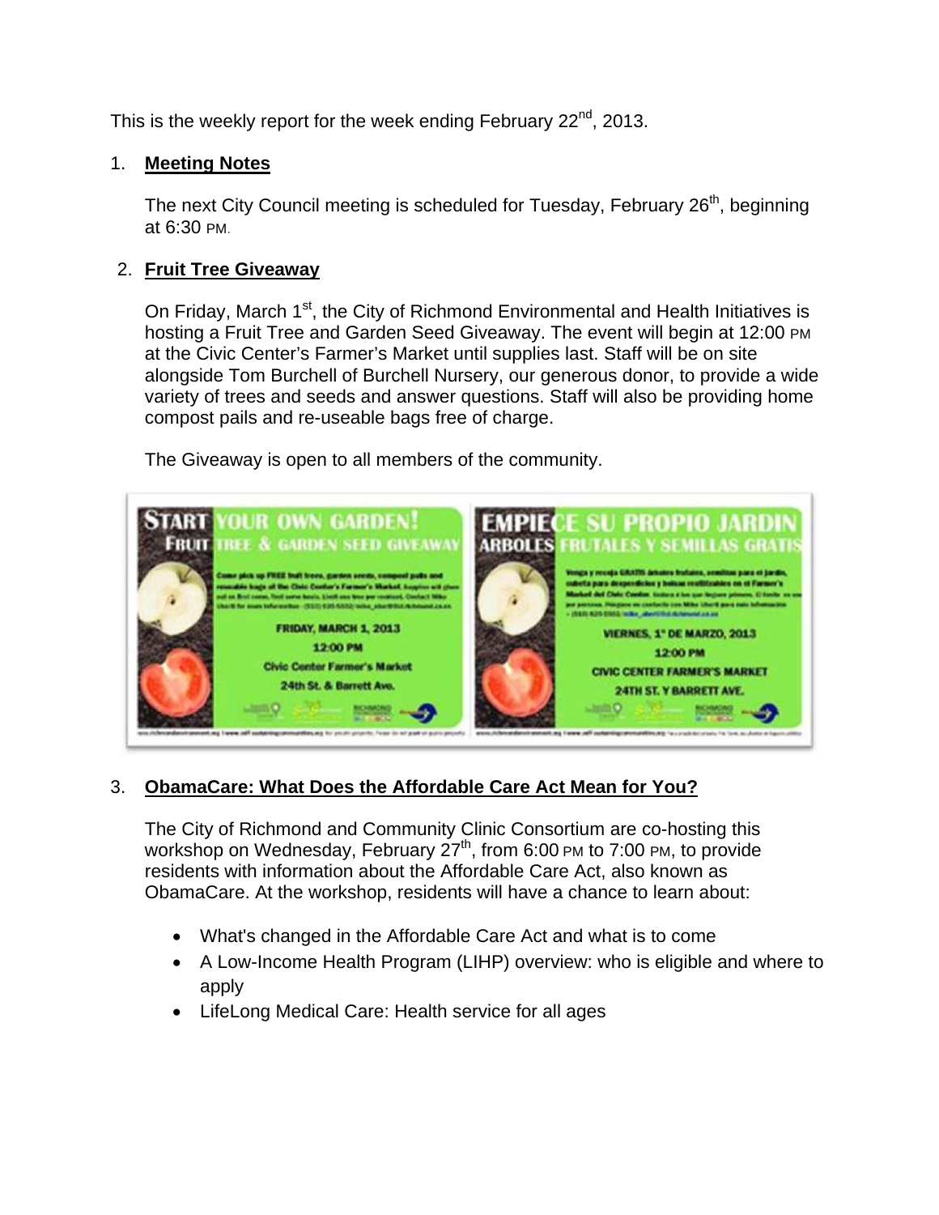This is the weekly report for the week ending February 22nd, 2013.

1. **Meeting Notes**

   The next City Council meeting is scheduled for Tuesday, February 26th, beginning at 6:30 PM.

2. **Fruit Tree Giveaway**

   On Friday, March 1st, the City of Richmond Environmental and Health Initiatives is hosting a Fruit Tree and Garden Seed Giveaway. The event will begin at 12:00 PM at the Civic Center's Farmer's Market until supplies last. Staff will be on site alongside Tom Burchell of Burchell Nursery, our generous donor, to provide a wide variety of trees and seeds and answer questions. Staff will also be providing home compost pails and re-useable bags free of charge.

   The Giveaway is open to all members of the community.

3. **ObamaCare: What Does the Affordable Care Act Mean for You?**

   The City of Richmond and Community Clinic Consortium are co-hosting this workshop on Wednesday, February 27th, from 6:00 PM to 7:00 PM, to provide residents with information about the Affordable Care Act, also known as ObamaCare. At the workshop, residents will have a chance to learn about:

   - What's changed in the Affordable Care Act and what is to come
   - A Low-Income Health Program (LIHP) overview: who is eligible and where to apply
   - LifeLong Medical Care: Health service for all ages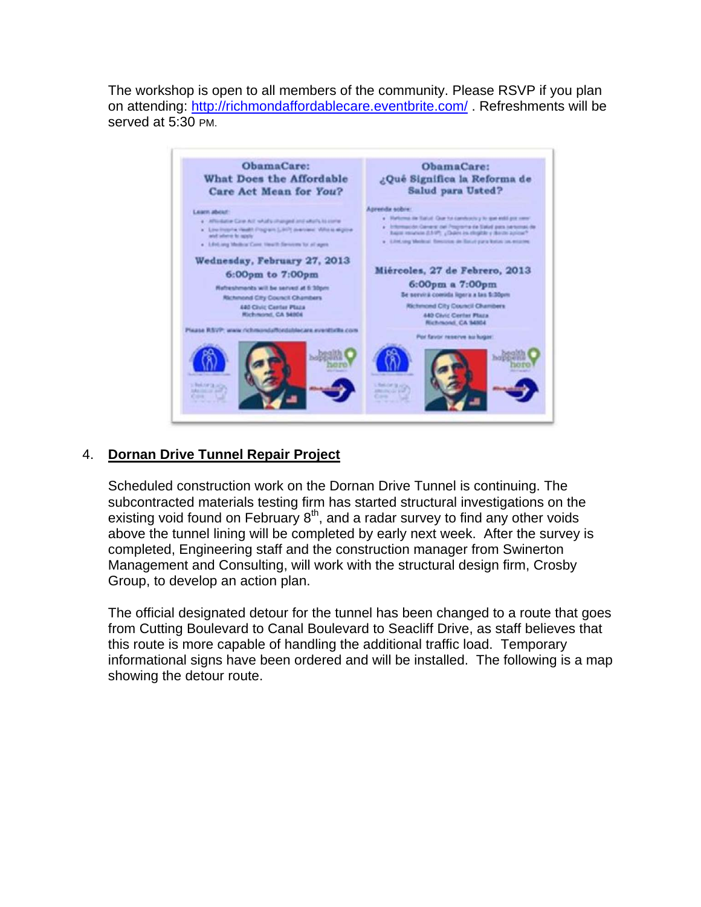The workshop is open to all members of the community. Please RSVP if you plan on attending: http://richmondaffordablecare.eventbrite.com/ . Refreshments will be served at 5:30 PM.

4. **Dornan Drive Tunnel Repair Project**

Scheduled construction work on the Dornan Drive Tunnel is continuing. The subcontracted materials testing firm has started structural investigations on the existing void found on February 8th, and a radar survey to find any other voids above the tunnel lining will be completed by early next week. After the survey is completed, Engineering staff and the construction manager from Swinerton Management and Consulting, will work with the structural design firm, Crosby Group, to develop an action plan.

The official designated detour for the tunnel has been changed to a route that goes from Cutting Boulevard to Canal Boulevard to Seacliff Drive, as staff believes that this route is more capable of handling the additional traffic load. Temporary informational signs have been ordered and will be installed. The following is a map showing the detour route.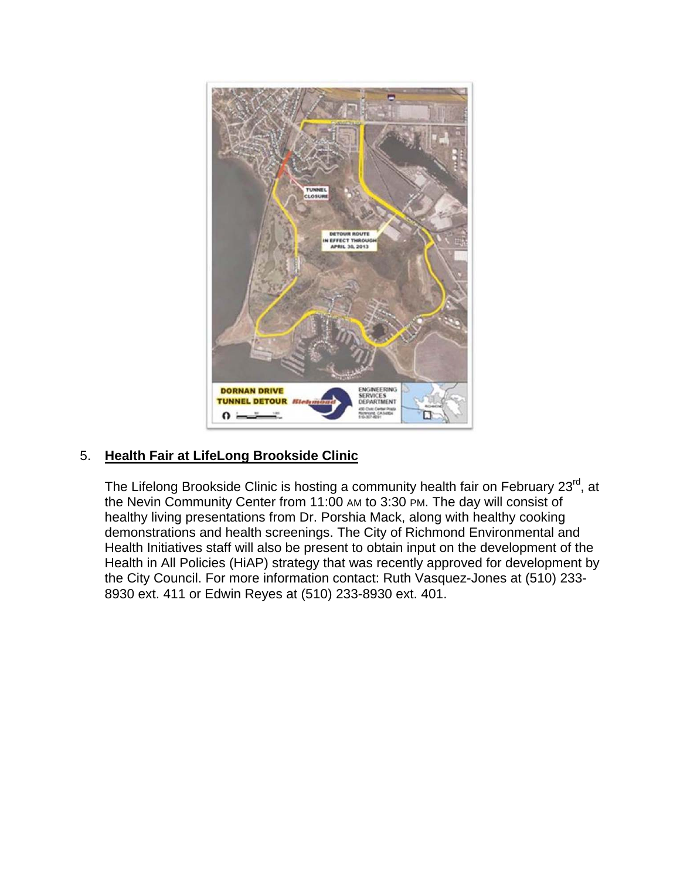## 5. Health Fair at LifeLong Brookside Clinic

The Lifelong Brookside Clinic is hosting a community health fair on February 23rd, at the Nevin Community Center from 11:00 AM to 3:30 PM. The day will consist of healthy living presentations from Dr. Porshia Mack, along with healthy cooking demonstrations and health screenings. The City of Richmond Environmental and Health Initiatives staff will also be present to obtain input on the development of the Health in All Policies (HiAP) strategy that was recently approved for development by the City Council. For more information contact: Ruth Vasquez-Jones at (510) 233-8930 ext. 411 or Edwin Reyes at (510) 233-8930 ext. 401.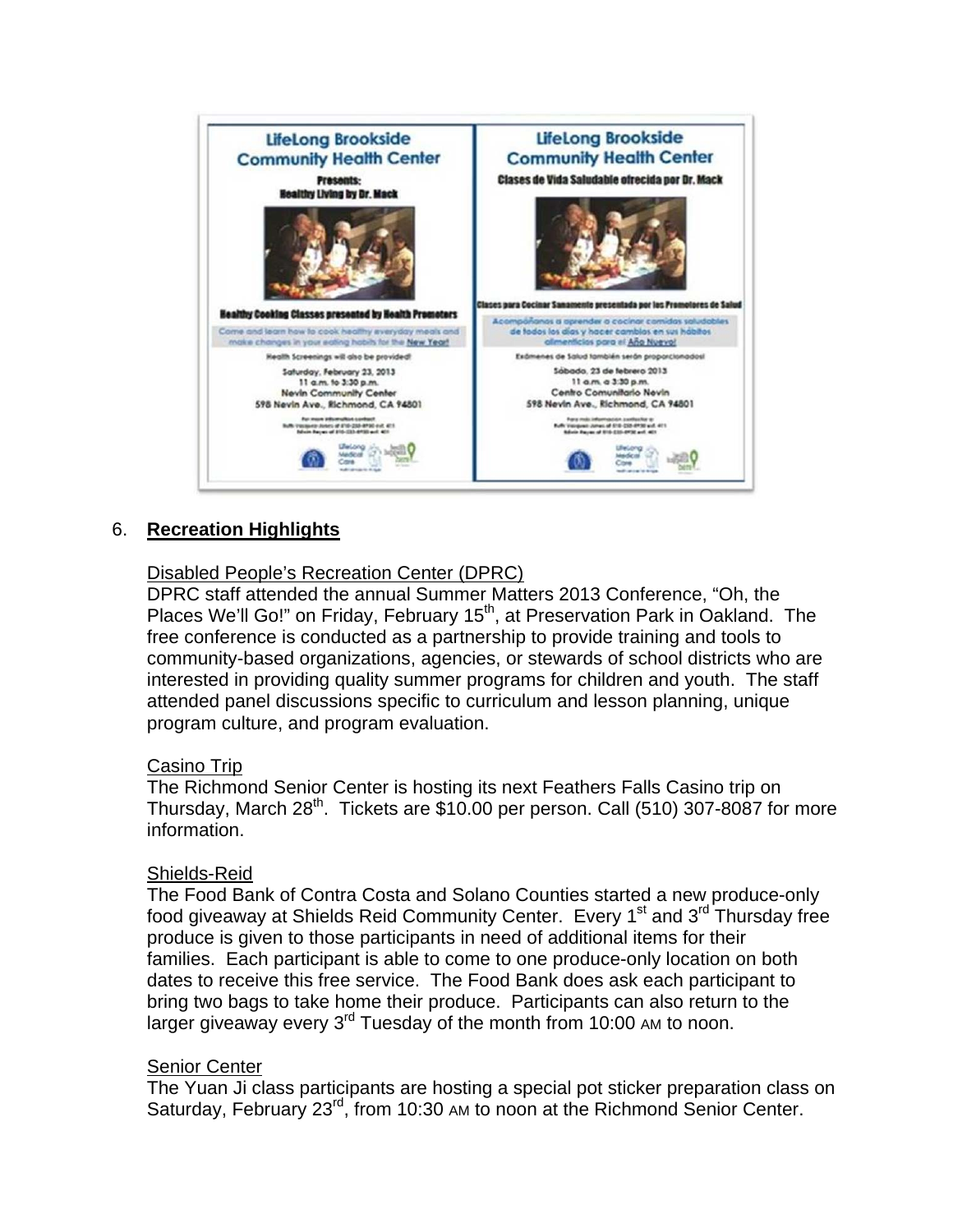| LifeLong Brookside Community Health Center | LifeLong Brookside Community Health Center |
| --- | --- |
| Presents: Healthy Living by Dr. Mack | Clases de Vida Saludable ofrecida por Dr. Mack |
| Healthy Cooking Classes presented by Health Promoters | Clases para Cocinar Sanamente presentada por los Promotores de Salud |
| Come and learn how to cook healthy everyday meals and make changes in your eating habits for the New Year! | Acompáñanos a aprender a cocinar comidas saludables de todos los días y hacer cambios en sus hábitos alimenticios para el Año Nuevo! |
| Health Screenings will also be provided! | Exámenes de Salud también serán proporcionados! |
| Saturday, February 23, 2013 11 a.m. to 3:30 p.m. Nevin Community Center 598 Nevin Ave., Richmond, CA 94801 | Sábado, 23 de febrero 2013 11 a.m. a 3:30 p.m. Centro Comunitario Nevin 598 Nevin Ave., Richmond, CA 94801 |

6. **Recreation Highlights**

Disabled People's Recreation Center (DPRC)

DPRC staff attended the annual Summer Matters 2013 Conference, "Oh, the Places We'll Go!" on Friday, February 15th, at Preservation Park in Oakland. The free conference is conducted as a partnership to provide training and tools to community-based organizations, agencies, or stewards of school districts who are interested in providing quality summer programs for children and youth. The staff attended panel discussions specific to curriculum and lesson planning, unique program culture, and program evaluation.

Casino Trip

The Richmond Senior Center is hosting its next Feathers Falls Casino trip on Thursday, March 28th. Tickets are $10.00 per person. Call (510) 307-8087 for more information.

Shields-Reid

The Food Bank of Contra Costa and Solano Counties started a new produce-only food giveaway at Shields Reid Community Center. Every 1st and 3rd Thursday free produce is given to those participants in need of additional items for their families. Each participant is able to come to one produce-only location on both dates to receive this free service. The Food Bank does ask each participant to bring two bags to take home their produce. Participants can also return to the larger giveaway every 3rd Tuesday of the month from 10:00 AM to noon.

Senior Center

The Yuan Ji class participants are hosting a special pot sticker preparation class on Saturday, February 23rd, from 10:30 AM to noon at the Richmond Senior Center.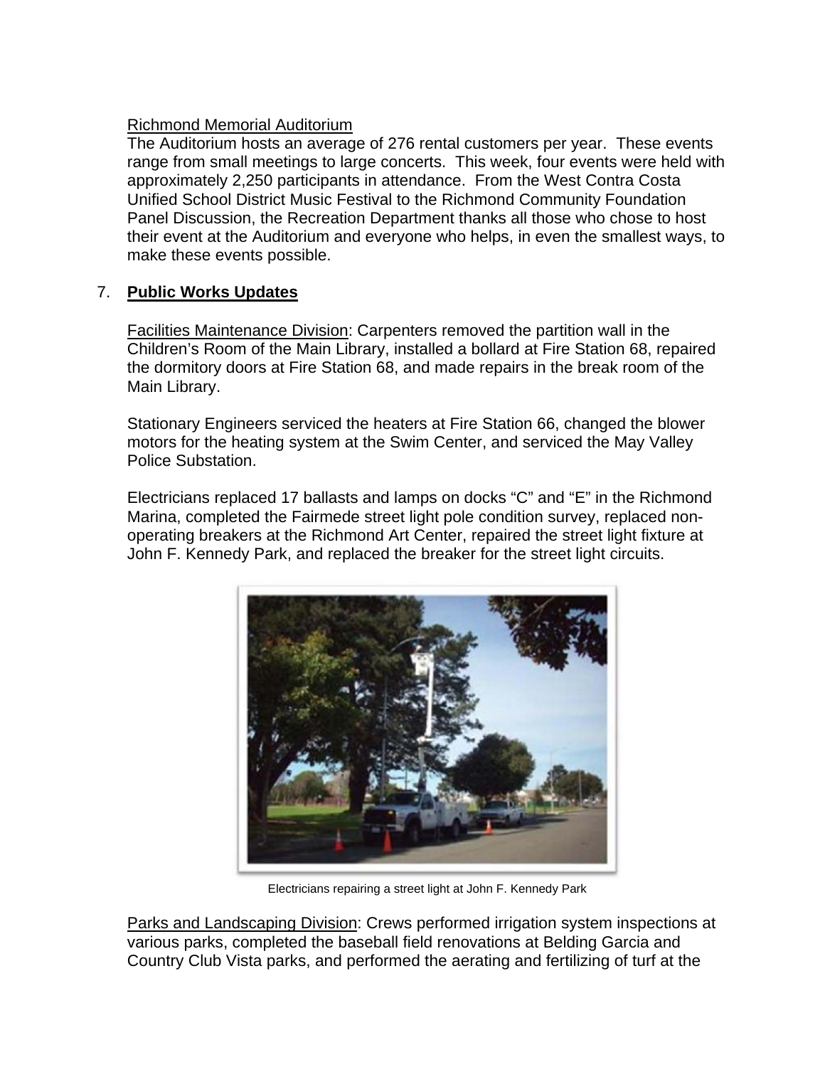Richmond Memorial Auditorium

The Auditorium hosts an average of 276 rental customers per year. These events range from small meetings to large concerts. This week, four events were held with approximately 2,250 participants in attendance. From the West Contra Costa Unified School District Music Festival to the Richmond Community Foundation Panel Discussion, the Recreation Department thanks all those who chose to host their event at the Auditorium and everyone who helps, in even the smallest ways, to make these events possible.

7. **Public Works Updates**

Facilities Maintenance Division: Carpenters removed the partition wall in the Children's Room of the Main Library, installed a bollard at Fire Station 68, repaired the dormitory doors at Fire Station 68, and made repairs in the break room of the Main Library.

Stationary Engineers serviced the heaters at Fire Station 66, changed the blower motors for the heating system at the Swim Center, and serviced the May Valley Police Substation.

Electricians replaced 17 ballasts and lamps on docks "C" and "E" in the Richmond Marina, completed the Fairmede street light pole condition survey, replaced non-operating breakers at the Richmond Art Center, repaired the street light fixture at John F. Kennedy Park, and replaced the breaker for the street light circuits.

Electricians repairing a street light at John F. Kennedy Park

Parks and Landscaping Division: Crews performed irrigation system inspections at various parks, completed the baseball field renovations at Belding Garcia and Country Club Vista parks, and performed the aerating and fertilizing of turf at the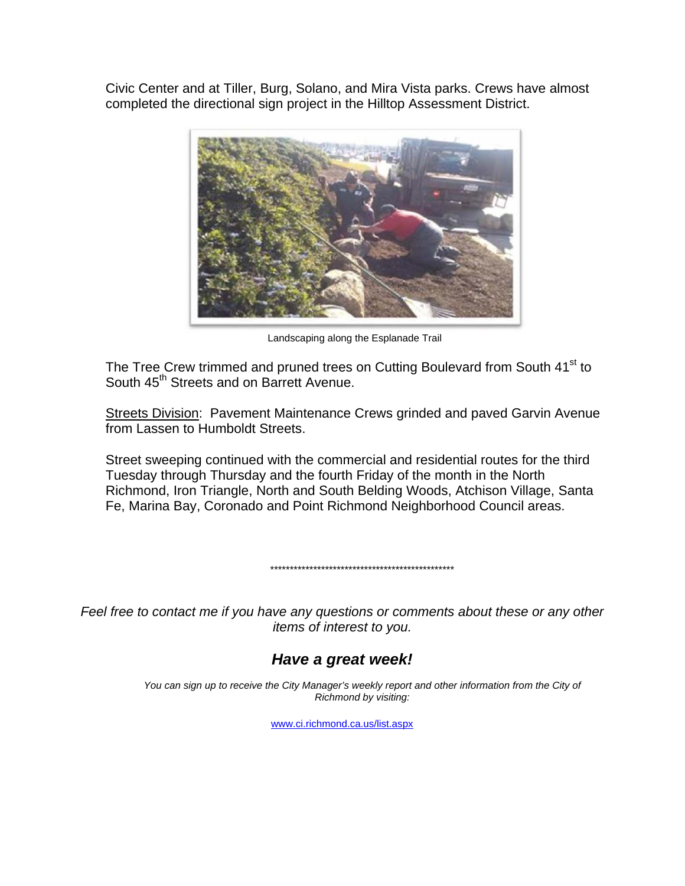Civic Center and at Tiller, Burg, Solano, and Mira Vista parks. Crews have almost completed the directional sign project in the Hilltop Assessment District.

Landscaping along the Esplanade Trail

The Tree Crew trimmed and pruned trees on Cutting Boulevard from South 41st to South 45th Streets and on Barrett Avenue.

<u>Streets Division</u>: Pavement Maintenance Crews grinded and paved Garvin Avenue from Lassen to Humboldt Streets.

Street sweeping continued with the commercial and residential routes for the third Tuesday through Thursday and the fourth Friday of the month in the North Richmond, Iron Triangle, North and South Belding Woods, Atchison Village, Santa Fe, Marina Bay, Coronado and Point Richmond Neighborhood Council areas.

\*\*\*\*\*\*\*\*\*\*\*\*\*\*\*\*\*\*\*\*\*\*\*\*\*\*\*\*\*\*\*\*\*\*\*\*\*\*\*\*\*\*\*\*\*\*\*\*

*Feel free to contact me if you have any questions or comments about these or any other items of interest to you.*

***Have a great week!***

*You can sign up to receive the City Manager's weekly report and other information from the City of Richmond by visiting:*

[www.ci.richmond.ca.us/list.aspx](www.ci.richmond.ca.us/list.aspx)